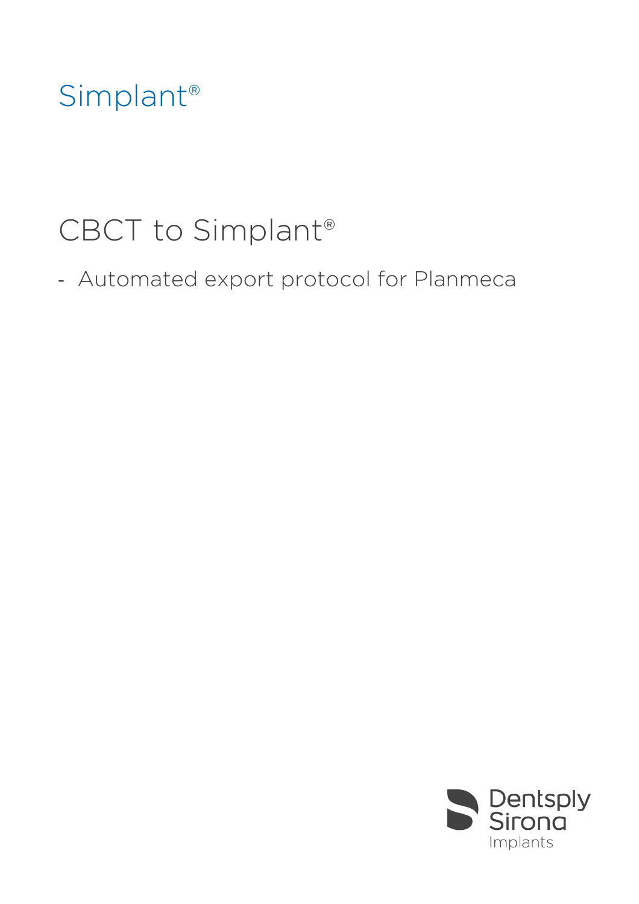Simplant®

# CBCT to Simplant®

- Automated export protocol for Planmeca

Dentsply Sirona
Implants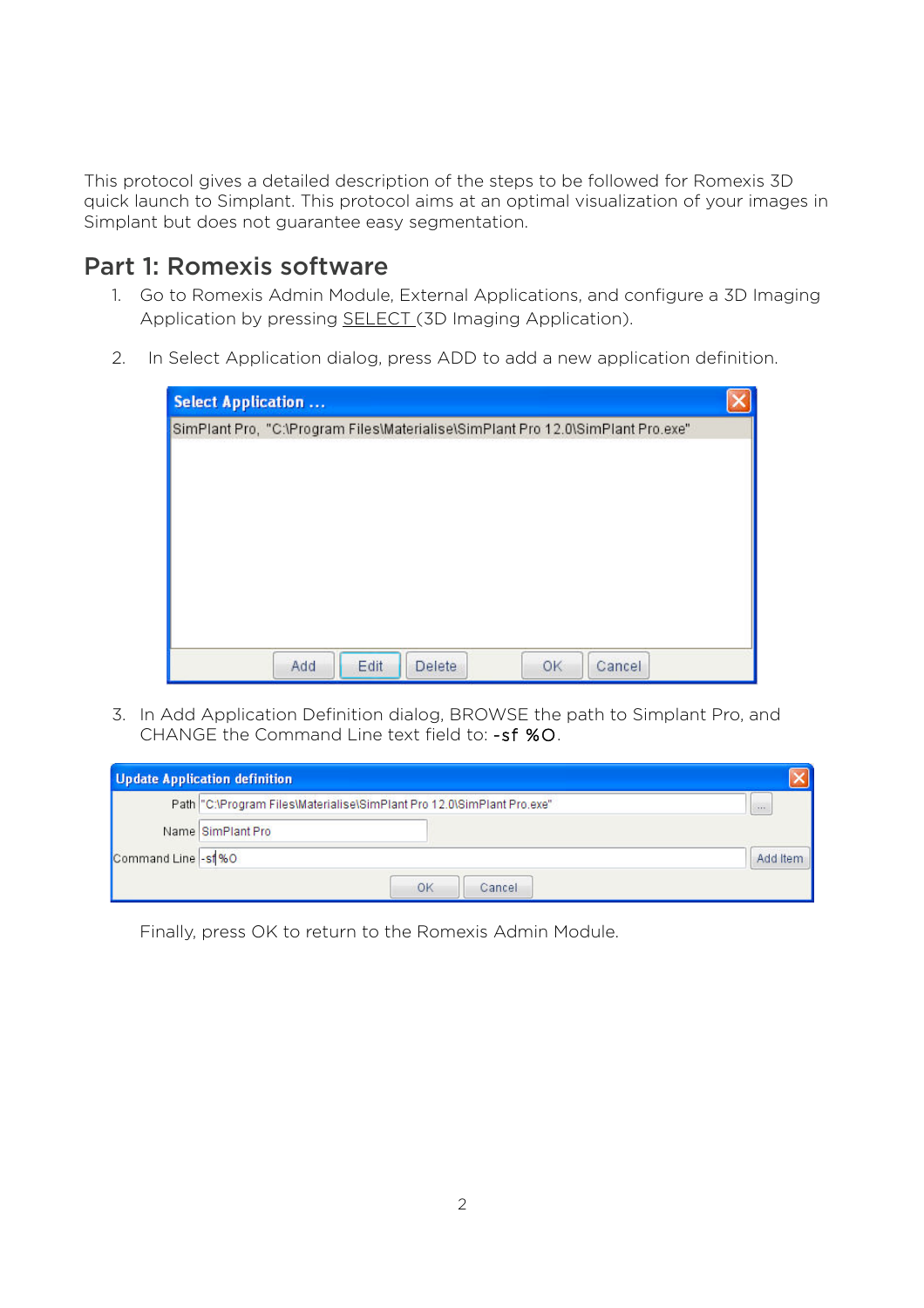This protocol gives a detailed description of the steps to be followed for Romexis 3D quick launch to Simplant. This protocol aims at an optimal visualization of your images in Simplant but does not guarantee easy segmentation.

## Part 1: Romexis software

1. Go to Romexis Admin Module, External Applications, and configure a 3D Imaging Application by pressing SELECT (3D Imaging Application).

2. In Select Application dialog, press ADD to add a new application definition.

3. In Add Application Definition dialog, BROWSE the path to Simplant Pro, and CHANGE the Command Line text field to: `-sf %O`.

Finally, press OK to return to the Romexis Admin Module.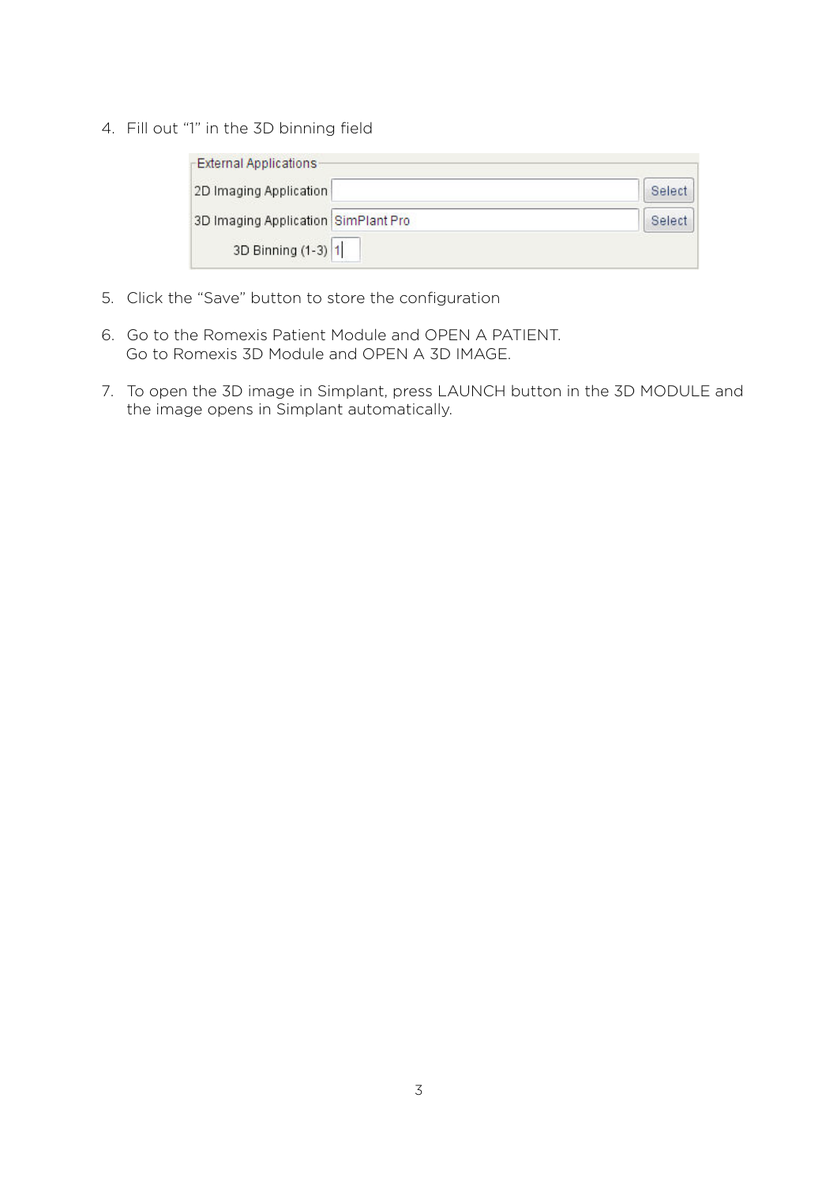4. Fill out "1" in the 3D binning field

| External Applications | | |
|---|---|---|
| 2D Imaging Application | | Select |
| 3D Imaging Application | SimPlant Pro | Select |
| 3D Binning (1-3) | 1 | |

5. Click the "Save" button to store the configuration

6. Go to the Romexis Patient Module and OPEN A PATIENT.
   Go to Romexis 3D Module and OPEN A 3D IMAGE.

7. To open the 3D image in Simplant, press LAUNCH button in the 3D MODULE and the image opens in Simplant automatically.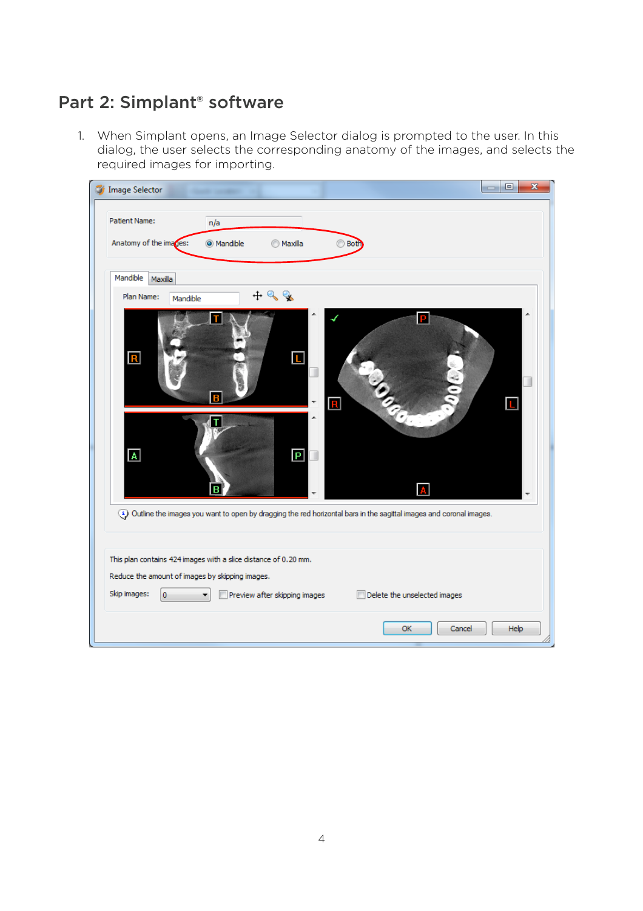## Part 2: Simplant® software

1. When Simplant opens, an Image Selector dialog is prompted to the user. In this dialog, the user selects the corresponding anatomy of the images, and selects the required images for importing.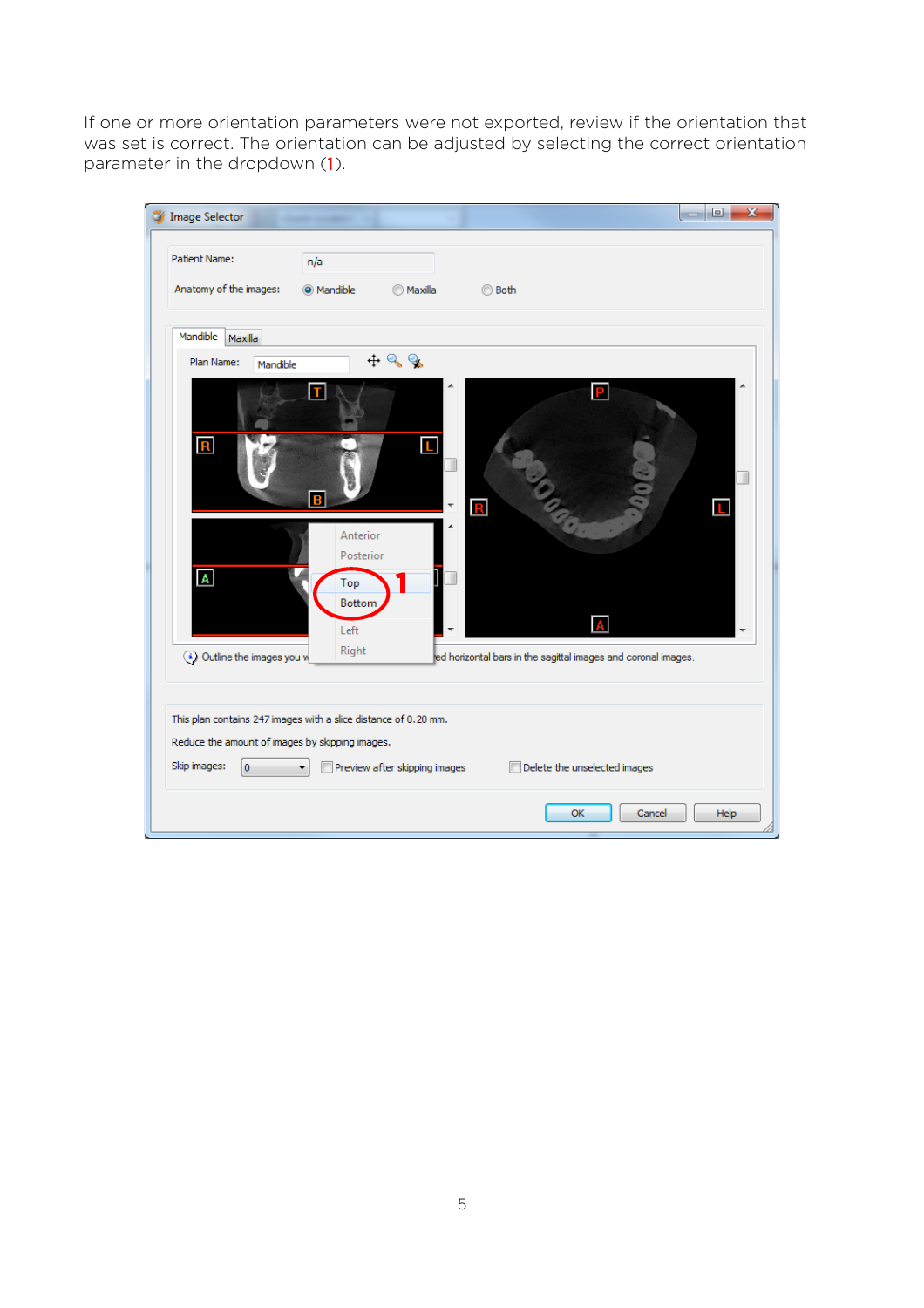If one or more orientation parameters were not exported, review if the orientation that was set is correct. The orientation can be adjusted by selecting the correct orientation parameter in the dropdown (1).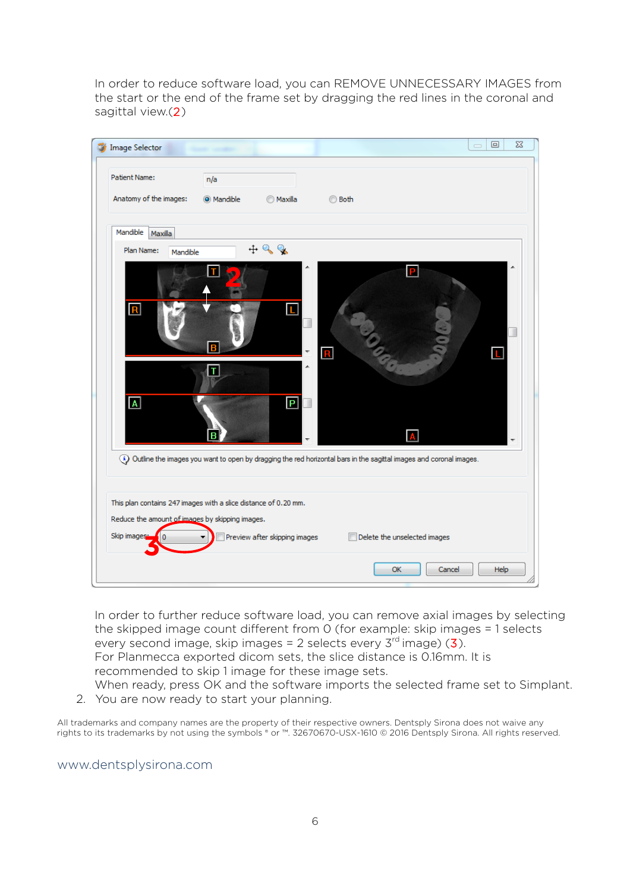In order to reduce software load, you can REMOVE UNNECESSARY IMAGES from the start or the end of the frame set by dragging the red lines in the coronal and sagittal view.(2)

In order to further reduce software load, you can remove axial images by selecting the skipped image count different from 0 (for example: skip images = 1 selects every second image, skip images = 2 selects every $3^{rd}$ image) (3).
For Planmecca exported dicom sets, the slice distance is 0.16mm. It is recommended to skip 1 image for these image sets.
When ready, press OK and the software imports the selected frame set to Simplant.

2. You are now ready to start your planning.

All trademarks and company names are the property of their respective owners. Dentsply Sirona does not waive any rights to its trademarks by not using the symbols ® or ™. 32670670-USX-1610 © 2016 Dentsply Sirona. All rights reserved.

www.dentsplysirona.com